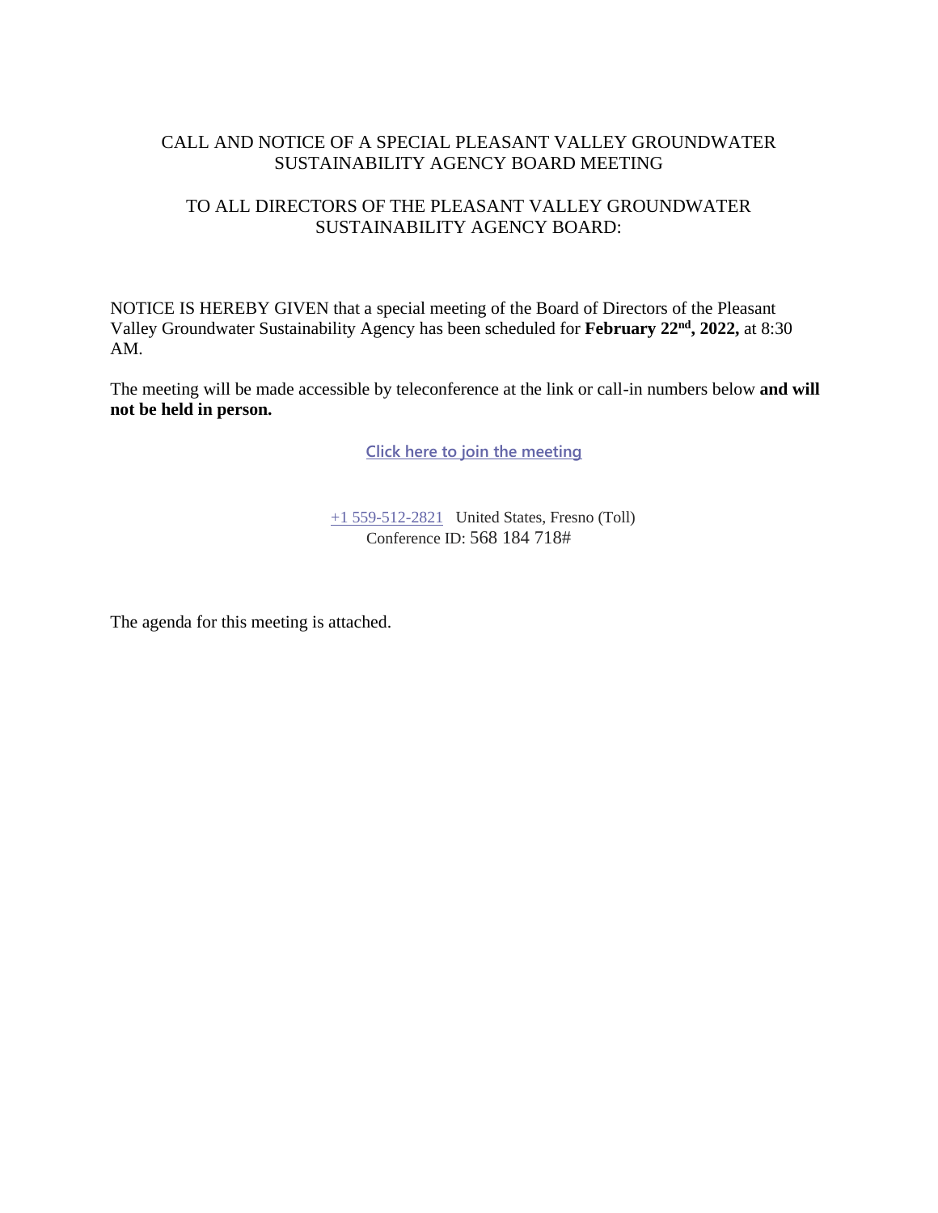# CALL AND NOTICE OF A SPECIAL PLEASANT VALLEY GROUNDWATER SUSTAINABILITY AGENCY BOARD MEETING

## TO ALL DIRECTORS OF THE PLEASANT VALLEY GROUNDWATER SUSTAINABILITY AGENCY BOARD:

NOTICE IS HEREBY GIVEN that a special meeting of the Board of Directors of the Pleasant Valley Groundwater Sustainability Agency has been scheduled for **February 22nd, 2022,** at 8:30 AM.

The meeting will be made accessible by teleconference at the link or call-in numbers below **and will not be held in person.**

**Click here to join the meeting**

+1 559-512-2821 United States, Fresno (Toll)
Conference ID: 568 184 718#

The agenda for this meeting is attached.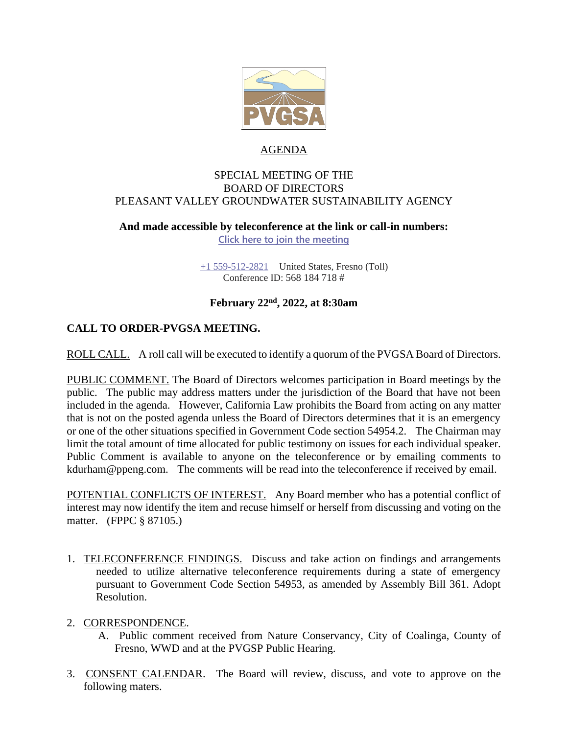# AGENDA

SPECIAL MEETING OF THE
BOARD OF DIRECTORS
PLEASANT VALLEY GROUNDWATER SUSTAINABILITY AGENCY

**And made accessible by teleconference at the link or call-in numbers:**

Click here to join the meeting

+1 559-512-2821 United States, Fresno (Toll)
Conference ID: 568 184 718 #

**February 22nd, 2022, at 8:30am**

**CALL TO ORDER-PVGSA MEETING.**

ROLL CALL. A roll call will be executed to identify a quorum of the PVGSA Board of Directors.

PUBLIC COMMENT. The Board of Directors welcomes participation in Board meetings by the public. The public may address matters under the jurisdiction of the Board that have not been included in the agenda. However, California Law prohibits the Board from acting on any matter that is not on the posted agenda unless the Board of Directors determines that it is an emergency or one of the other situations specified in Government Code section 54954.2. The Chairman may limit the total amount of time allocated for public testimony on issues for each individual speaker. Public Comment is available to anyone on the teleconference or by emailing comments to kdurham@ppeng.com. The comments will be read into the teleconference if received by email.

POTENTIAL CONFLICTS OF INTEREST. Any Board member who has a potential conflict of interest may now identify the item and recuse himself or herself from discussing and voting on the matter. (FPPC § 87105.)

1. TELECONFERENCE FINDINGS. Discuss and take action on findings and arrangements needed to utilize alternative teleconference requirements during a state of emergency pursuant to Government Code Section 54953, as amended by Assembly Bill 361. Adopt Resolution.

2. CORRESPONDENCE.
   A. Public comment received from Nature Conservancy, City of Coalinga, County of Fresno, WWD and at the PVGSP Public Hearing.

3. CONSENT CALENDAR. The Board will review, discuss, and vote to approve on the following maters.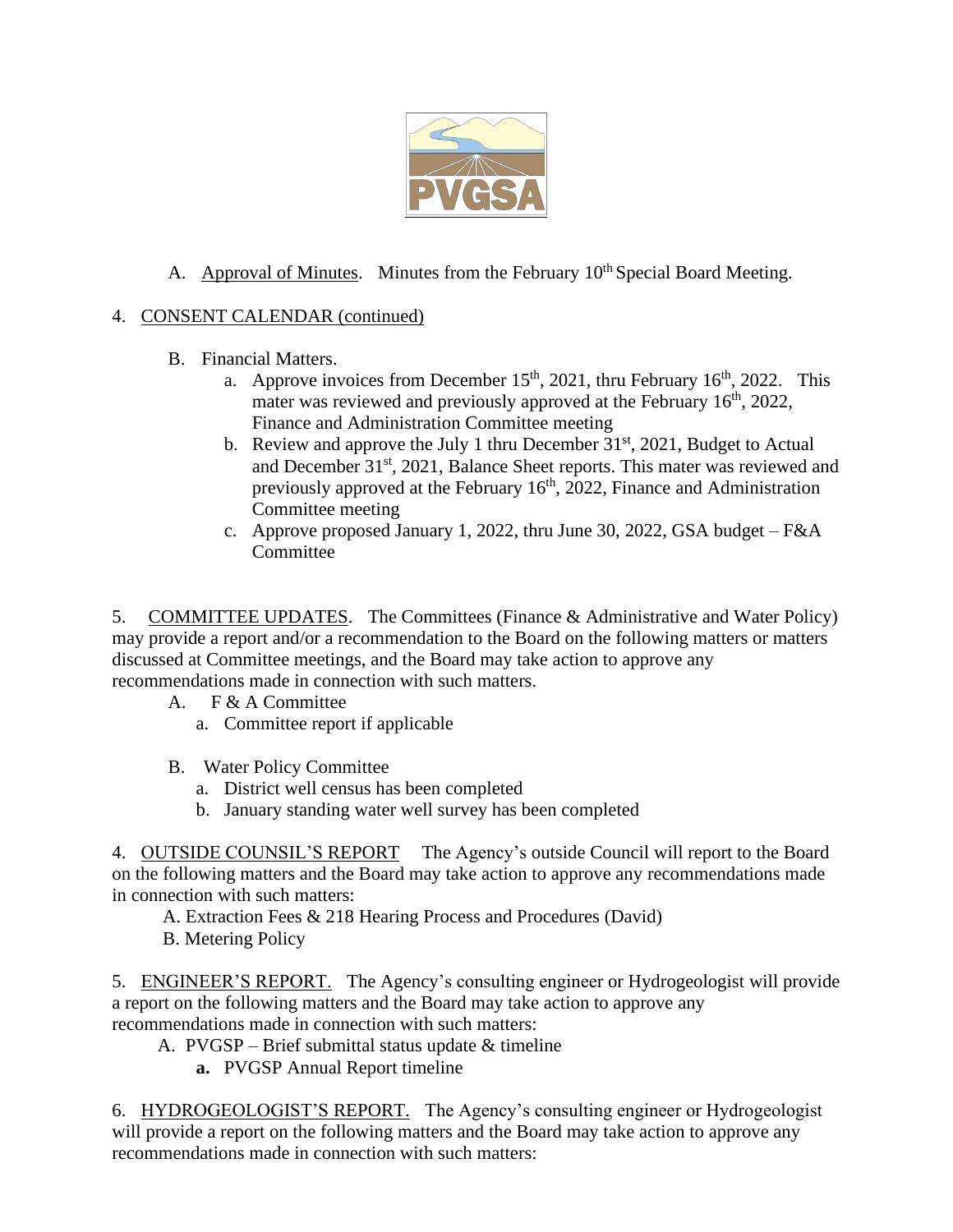A. Approval of Minutes. Minutes from the February 10th Special Board Meeting.

4. CONSENT CALENDAR (continued)

   B. Financial Matters.
      a. Approve invoices from December 15th, 2021, thru February 16th, 2022. This mater was reviewed and previously approved at the February 16th, 2022, Finance and Administration Committee meeting
      b. Review and approve the July 1 thru December 31st, 2021, Budget to Actual and December 31st, 2021, Balance Sheet reports. This mater was reviewed and previously approved at the February 16th, 2022, Finance and Administration Committee meeting
      c. Approve proposed January 1, 2022, thru June 30, 2022, GSA budget – F&A Committee

5. COMMITTEE UPDATES. The Committees (Finance & Administrative and Water Policy) may provide a report and/or a recommendation to the Board on the following matters or matters discussed at Committee meetings, and the Board may take action to approve any recommendations made in connection with such matters.

   A. F & A Committee
      a. Committee report if applicable

   B. Water Policy Committee
      a. District well census has been completed
      b. January standing water well survey has been completed

4. OUTSIDE COUNSIL'S REPORT The Agency's outside Council will report to the Board on the following matters and the Board may take action to approve any recommendations made in connection with such matters:

   A. Extraction Fees & 218 Hearing Process and Procedures (David)
   B. Metering Policy

5. ENGINEER'S REPORT. The Agency's consulting engineer or Hydrogeologist will provide a report on the following matters and the Board may take action to approve any recommendations made in connection with such matters:

   A. PVGSP – Brief submittal status update & timeline
      **a.** PVGSP Annual Report timeline

6. HYDROGEOLOGIST'S REPORT. The Agency's consulting engineer or Hydrogeologist will provide a report on the following matters and the Board may take action to approve any recommendations made in connection with such matters: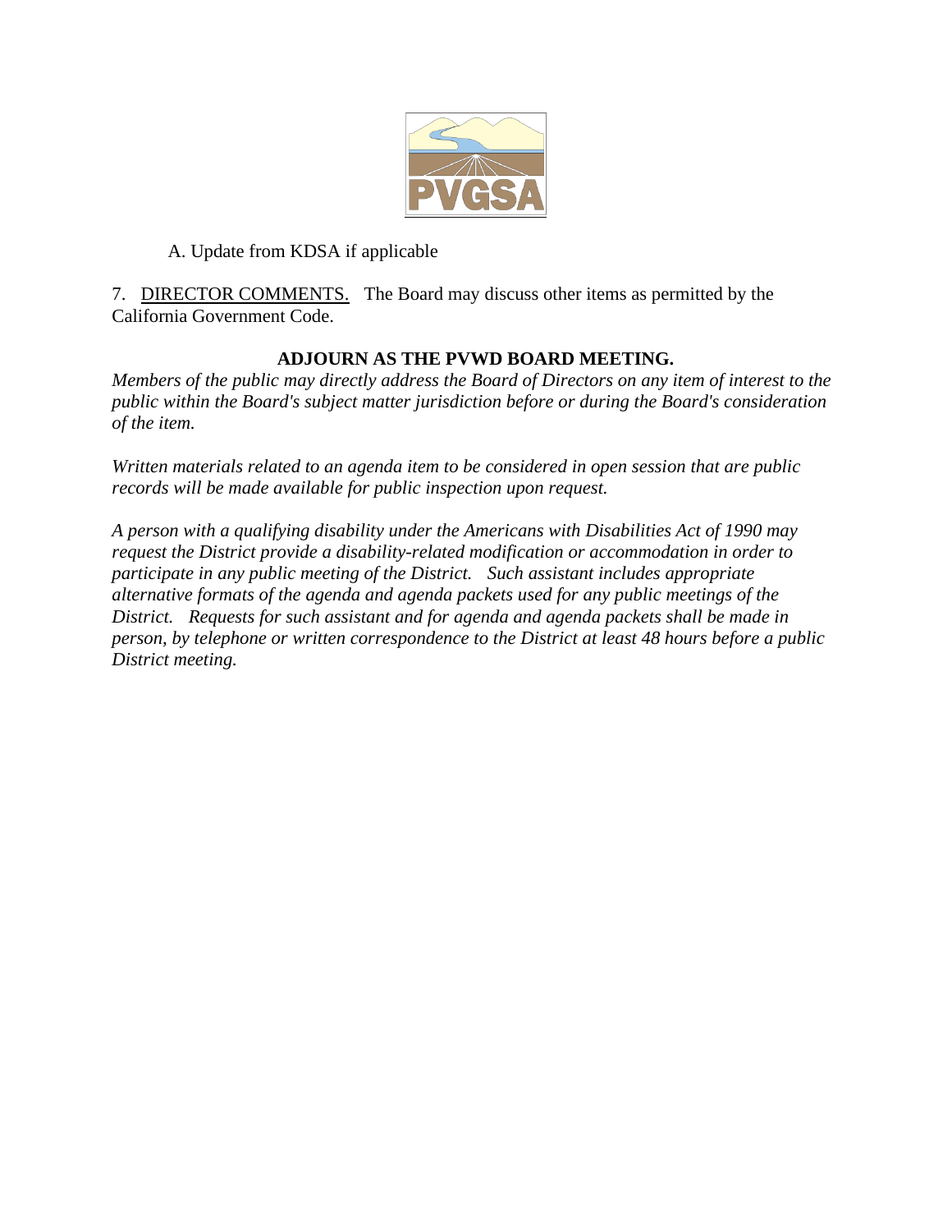A. Update from KDSA if applicable

7. DIRECTOR COMMENTS. The Board may discuss other items as permitted by the California Government Code.

**ADJOURN AS THE PVWD BOARD MEETING.**

*Members of the public may directly address the Board of Directors on any item of interest to the public within the Board's subject matter jurisdiction before or during the Board's consideration of the item.*

*Written materials related to an agenda item to be considered in open session that are public records will be made available for public inspection upon request.*

*A person with a qualifying disability under the Americans with Disabilities Act of 1990 may request the District provide a disability-related modification or accommodation in order to participate in any public meeting of the District. Such assistant includes appropriate alternative formats of the agenda and agenda packets used for any public meetings of the District. Requests for such assistant and for agenda and agenda packets shall be made in person, by telephone or written correspondence to the District at least 48 hours before a public District meeting.*